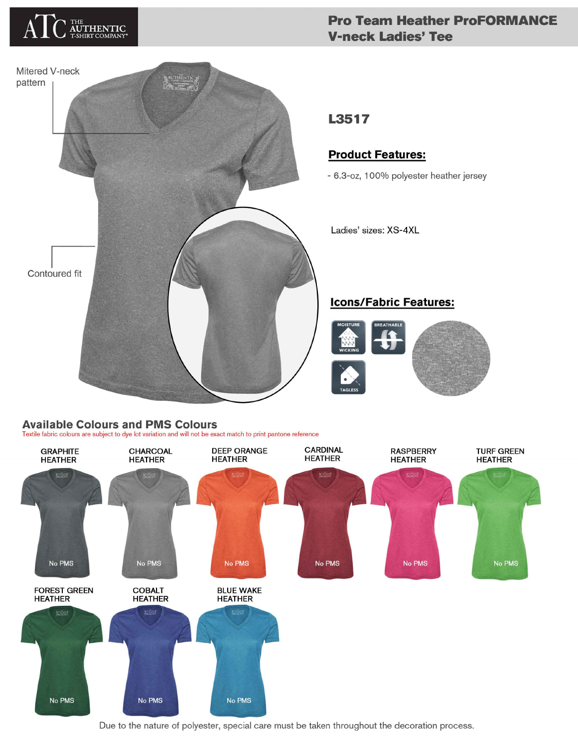ATC THE AUTHENTIC T-SHIRT COMPANY®

# Pro Team Heather ProFORMANCE V-neck Ladies' Tee

Mitered V-neck pattern

Contoured fit

## L3517

### Product Features:

- 6.3-oz, 100% polyester heather jersey

Ladies' sizes: XS-4XL

### Icons/Fabric Features:

MOISTURE WICKING

BREATHABLE

TAGLESS

## Available Colours and PMS Colours

Textile fabric colours are subject to dye lot variation and will not be exact match to print pantone reference

| Colour | PMS |
|---|---|
| GRAPHITE HEATHER | No PMS |
| CHARCOAL HEATHER | No PMS |
| DEEP ORANGE HEATHER | No PMS |
| CARDINAL HEATHER | No PMS |
| RASPBERRY HEATHER | No PMS |
| TURF GREEN HEATHER | No PMS |
| FOREST GREEN HEATHER | No PMS |
| COBALT HEATHER | No PMS |
| BLUE WAKE HEATHER | No PMS |

Due to the nature of polyester, special care must be taken throughout the decoration process.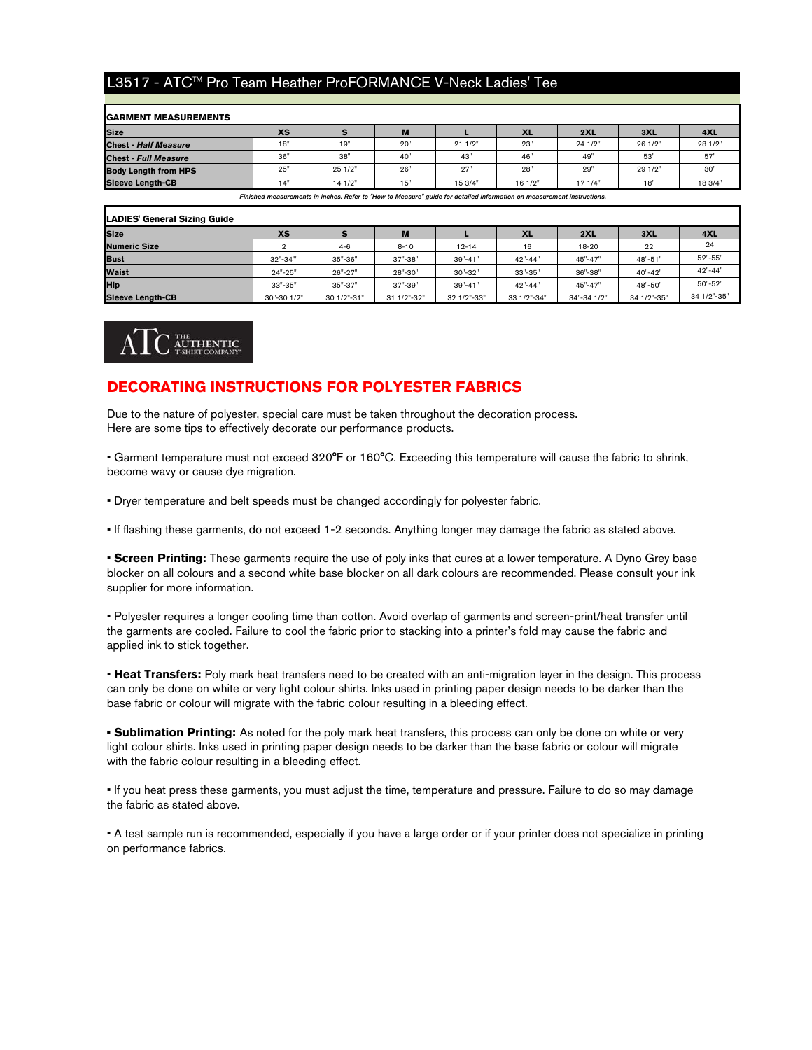## L3517 - ATC™ Pro Team Heather ProFORMANCE V-Neck Ladies' Tee

| GARMENT MEASUREMENTS | | | | | | | | |
|---|---|---|---|---|---|---|---|---|
| **Size** | **XS** | **S** | **M** | **L** | **XL** | **2XL** | **3XL** | **4XL** |
| **Chest - *Half Measure*** | 18" | 19" | 20" | 21 1/2" | 23" | 24 1/2" | 26 1/2" | 28 1/2" |
| **Chest - *Full Measure*** | 36" | 38" | 40" | 43" | 46" | 49" | 53" | 57" |
| **Body Length from HPS** | 25" | 25 1/2" | 26" | 27" | 28" | 29" | 29 1/2" | 30" |
| **Sleeve Length-CB** | 14" | 14 1/2" | 15" | 15 3/4" | 16 1/2" | 17 1/4" | 18" | 18 3/4" |

*Finished measurements in inches. Refer to "How to Measure" guide for detailed information on measurement instructions.*

| LADIES' General Sizing Guide | | | | | | | | |
|---|---|---|---|---|---|---|---|---|
| **Size** | **XS** | **S** | **M** | **L** | **XL** | **2XL** | **3XL** | **4XL** |
| **Numeric Size** | 2 | 4-6 | 8-10 | 12-14 | 16 | 18-20 | 22 | 24 |
| **Bust** | 32"-34"" | 35"-36" | 37"-38" | 39"-41" | 42"-44" | 45"-47" | 48"-51" | 52"-55" |
| **Waist** | 24"-25" | 26"-27" | 28"-30" | 30"-32" | 33"-35" | 36"-38" | 40"-42" | 42"-44" |
| **Hip** | 33"-35" | 35"-37" | 37"-39" | 39"-41" | 42"-44" | 45"-47" | 48"-50" | 50"-52" |
| **Sleeve Length-CB** | 30"-30 1/2" | 30 1/2"-31" | 31 1/2"-32" | 32 1/2"-33" | 33 1/2"-34" | 34"-34 1/2" | 34 1/2"-35" | 34 1/2"-35" |

ATC THE AUTHENTIC T-SHIRT COMPANY®

## DECORATING INSTRUCTIONS FOR POLYESTER FABRICS

Due to the nature of polyester, special care must be taken throughout the decoration process.
Here are some tips to effectively decorate our performance products.

▪ Garment temperature must not exceed 320°F or 160°C. Exceeding this temperature will cause the fabric to shrink, become wavy or cause dye migration.

▪ Dryer temperature and belt speeds must be changed accordingly for polyester fabric.

▪ If flashing these garments, do not exceed 1-2 seconds. Anything longer may damage the fabric as stated above.

▪ **Screen Printing:** These garments require the use of poly inks that cures at a lower temperature. A Dyno Grey base blocker on all colours and a second white base blocker on all dark colours are recommended. Please consult your ink supplier for more information.

▪ Polyester requires a longer cooling time than cotton. Avoid overlap of garments and screen-print/heat transfer until the garments are cooled. Failure to cool the fabric prior to stacking into a printer's fold may cause the fabric and applied ink to stick together.

▪ **Heat Transfers:** Poly mark heat transfers need to be created with an anti-migration layer in the design. This process can only be done on white or very light colour shirts. Inks used in printing paper design needs to be darker than the base fabric or colour will migrate with the fabric colour resulting in a bleeding effect.

▪ **Sublimation Printing:** As noted for the poly mark heat transfers, this process can only be done on white or very light colour shirts. Inks used in printing paper design needs to be darker than the base fabric or colour will migrate with the fabric colour resulting in a bleeding effect.

▪ If you heat press these garments, you must adjust the time, temperature and pressure. Failure to do so may damage the fabric as stated above.

▪ A test sample run is recommended, especially if you have a large order or if your printer does not specialize in printing on performance fabrics.